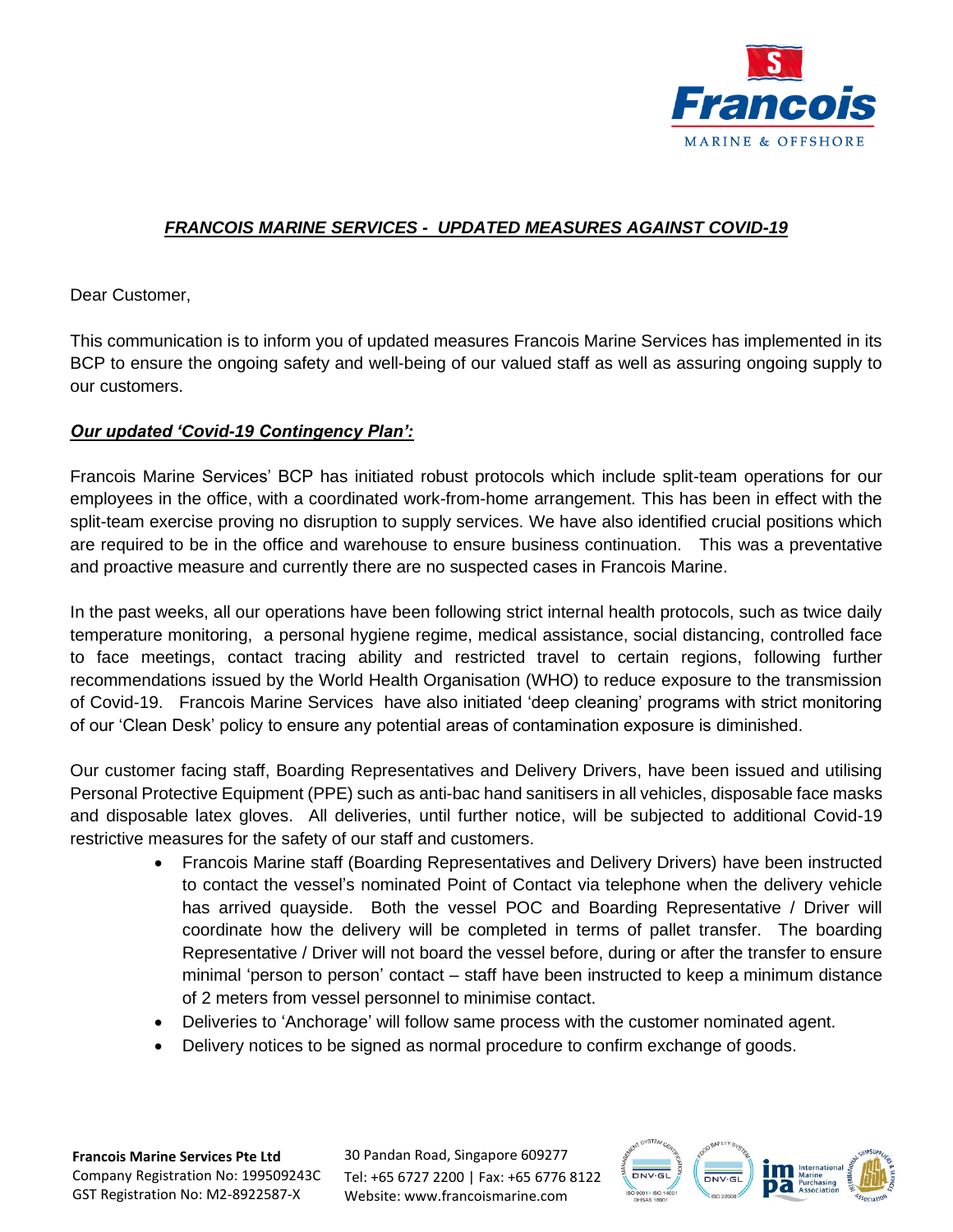## ***FRANCOIS MARINE SERVICES - UPDATED MEASURES AGAINST COVID-19***

Dear Customer,

This communication is to inform you of updated measures Francois Marine Services has implemented in its BCP to ensure the ongoing safety and well-being of our valued staff as well as assuring ongoing supply to our customers.

***Our updated 'Covid-19 Contingency Plan':***

Francois Marine Services' BCP has initiated robust protocols which include split-team operations for our employees in the office, with a coordinated work-from-home arrangement. This has been in effect with the split-team exercise proving no disruption to supply services. We have also identified crucial positions which are required to be in the office and warehouse to ensure business continuation. This was a preventative and proactive measure and currently there are no suspected cases in Francois Marine.

In the past weeks, all our operations have been following strict internal health protocols, such as twice daily temperature monitoring, a personal hygiene regime, medical assistance, social distancing, controlled face to face meetings, contact tracing ability and restricted travel to certain regions, following further recommendations issued by the World Health Organisation (WHO) to reduce exposure to the transmission of Covid-19. Francois Marine Services have also initiated 'deep cleaning' programs with strict monitoring of our 'Clean Desk' policy to ensure any potential areas of contamination exposure is diminished.

Our customer facing staff, Boarding Representatives and Delivery Drivers, have been issued and utilising Personal Protective Equipment (PPE) such as anti-bac hand sanitisers in all vehicles, disposable face masks and disposable latex gloves. All deliveries, until further notice, will be subjected to additional Covid-19 restrictive measures for the safety of our staff and customers.

- Francois Marine staff (Boarding Representatives and Delivery Drivers) have been instructed to contact the vessel's nominated Point of Contact via telephone when the delivery vehicle has arrived quayside. Both the vessel POC and Boarding Representative / Driver will coordinate how the delivery will be completed in terms of pallet transfer. The boarding Representative / Driver will not board the vessel before, during or after the transfer to ensure minimal 'person to person' contact – staff have been instructed to keep a minimum distance of 2 meters from vessel personnel to minimise contact.
- Deliveries to 'Anchorage' will follow same process with the customer nominated agent.
- Delivery notices to be signed as normal procedure to confirm exchange of goods.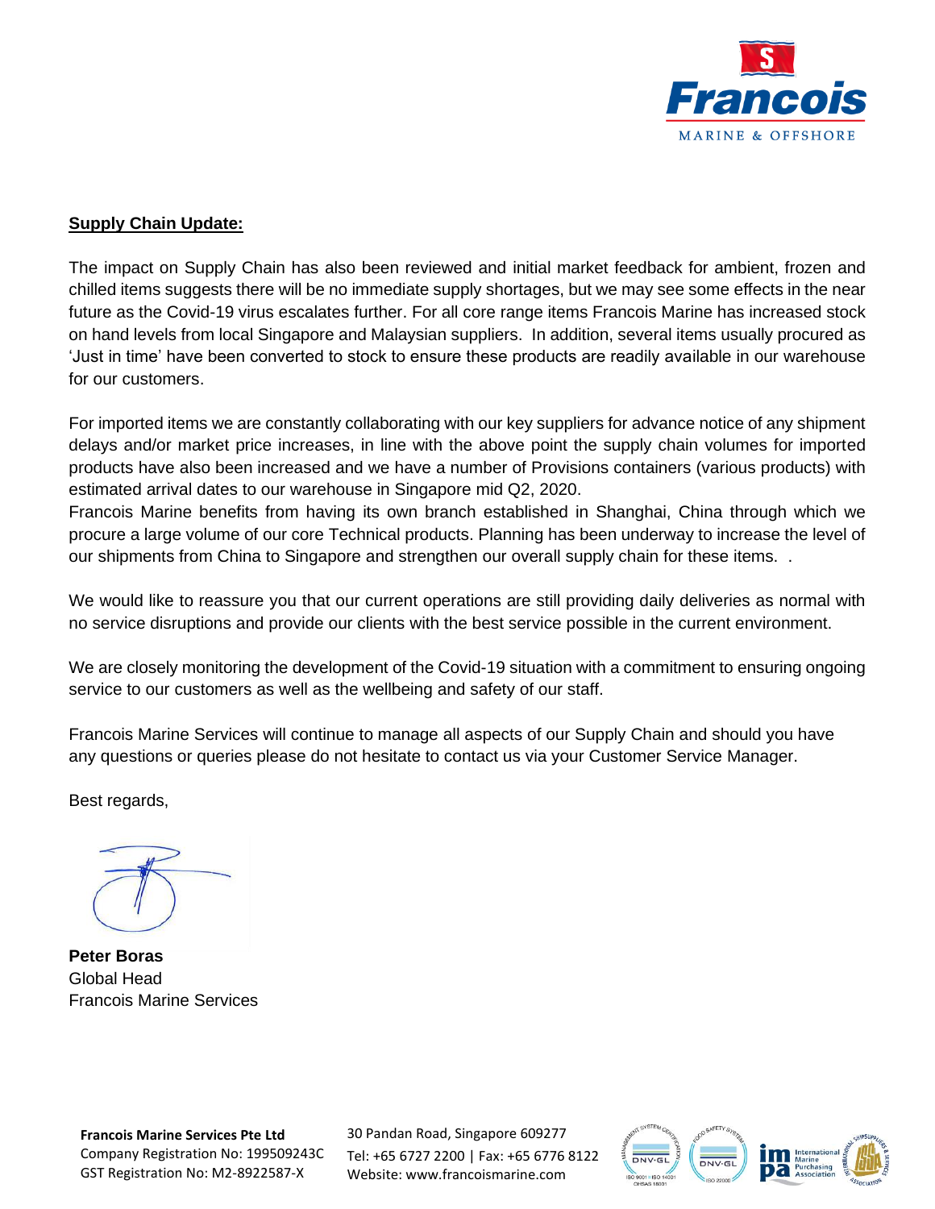**Supply Chain Update:**

The impact on Supply Chain has also been reviewed and initial market feedback for ambient, frozen and chilled items suggests there will be no immediate supply shortages, but we may see some effects in the near future as the Covid-19 virus escalates further. For all core range items Francois Marine has increased stock on hand levels from local Singapore and Malaysian suppliers. In addition, several items usually procured as 'Just in time' have been converted to stock to ensure these products are readily available in our warehouse for our customers.

For imported items we are constantly collaborating with our key suppliers for advance notice of any shipment delays and/or market price increases, in line with the above point the supply chain volumes for imported products have also been increased and we have a number of Provisions containers (various products) with estimated arrival dates to our warehouse in Singapore mid Q2, 2020.

Francois Marine benefits from having its own branch established in Shanghai, China through which we procure a large volume of our core Technical products. Planning has been underway to increase the level of our shipments from China to Singapore and strengthen our overall supply chain for these items. .

We would like to reassure you that our current operations are still providing daily deliveries as normal with no service disruptions and provide our clients with the best service possible in the current environment.

We are closely monitoring the development of the Covid-19 situation with a commitment to ensuring ongoing service to our customers as well as the wellbeing and safety of our staff.

Francois Marine Services will continue to manage all aspects of our Supply Chain and should you have any questions or queries please do not hesitate to contact us via your Customer Service Manager.

Best regards,

**Peter Boras**
Global Head
Francois Marine Services

**Francois Marine Services Pte Ltd**
Company Registration No: 199509243C
GST Registration No: M2-8922587-X

30 Pandan Road, Singapore 609277
Tel: +65 6727 2200 | Fax: +65 6776 8122
Website: www.francoismarine.com